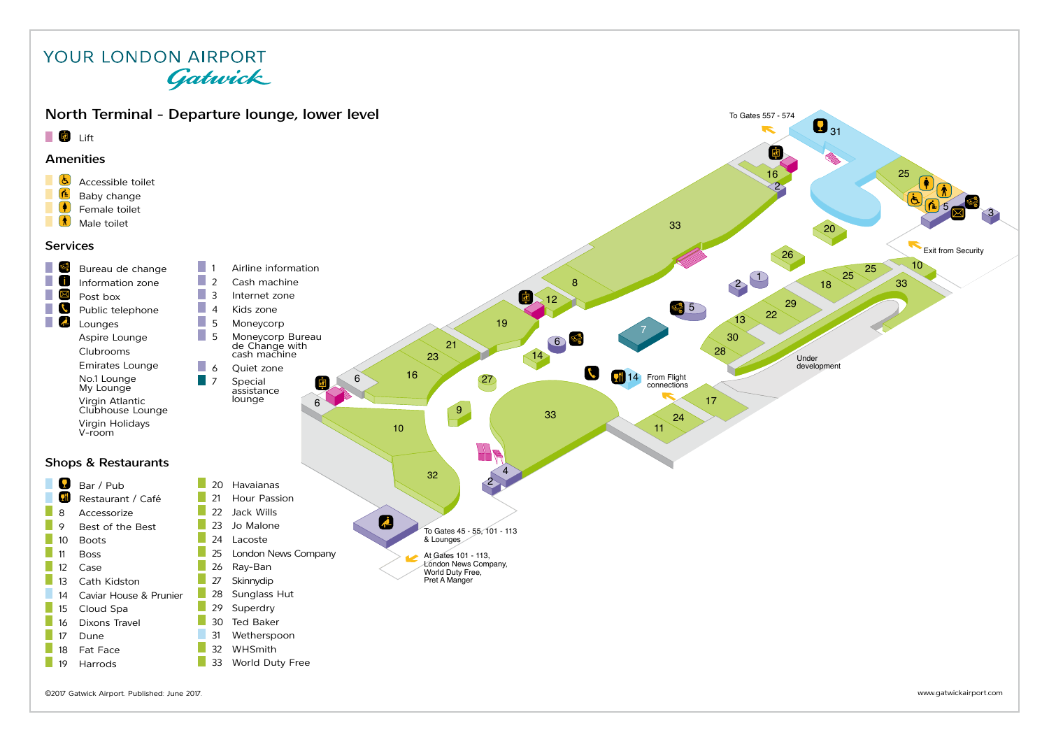# YOUR LONDON AIRPORT
## Gatwick

## North Terminal - Departure lounge, lower level

- Lift

### Amenities

- Accessible toilet
- Baby change
- Female toilet
- Male toilet

### Services

- Bureau de change
- Information zone
- Post box
- Public telephone
- Lounges
  - Aspire Lounge
  - Clubrooms
  - Emirates Lounge
  - No.1 Lounge My Lounge
  - Virgin Atlantic Clubhouse Lounge
  - Virgin Holidays V-room

1. Airline information
2. Cash machine
3. Internet zone
4. Kids zone
5. Moneycorp
5. Moneycorp Bureau de Change with cash machine
6. Quiet zone
7. Special assistance lounge

### Shops & Restaurants

- Bar / Pub
- Restaurant / Café

8. Accessorize
9. Best of the Best
10. Boots
11. Boss
12. Case
13. Cath Kidston
14. Caviar House & Prunier
15. Cloud Spa
16. Dixons Travel
17. Dune
18. Fat Face
19. Harrods
20. Havaianas
21. Hour Passion
22. Jack Wills
23. Jo Malone
24. Lacoste
25. London News Company
26. Ray-Ban
27. Skinnydip
28. Sunglass Hut
29. Superdry
30. Ted Baker
31. Wetherspoon
32. WHSmith
33. World Duty Free

To Gates 557 - 574

Exit from Security

Under development

From Flight connections

To Gates 45 - 55, 101 - 113 & Lounges

At Gates 101 - 113, London News Company, World Duty Free, Pret A Manger

©2017 Gatwick Airport. Published: June 2017.

www.gatwickairport.com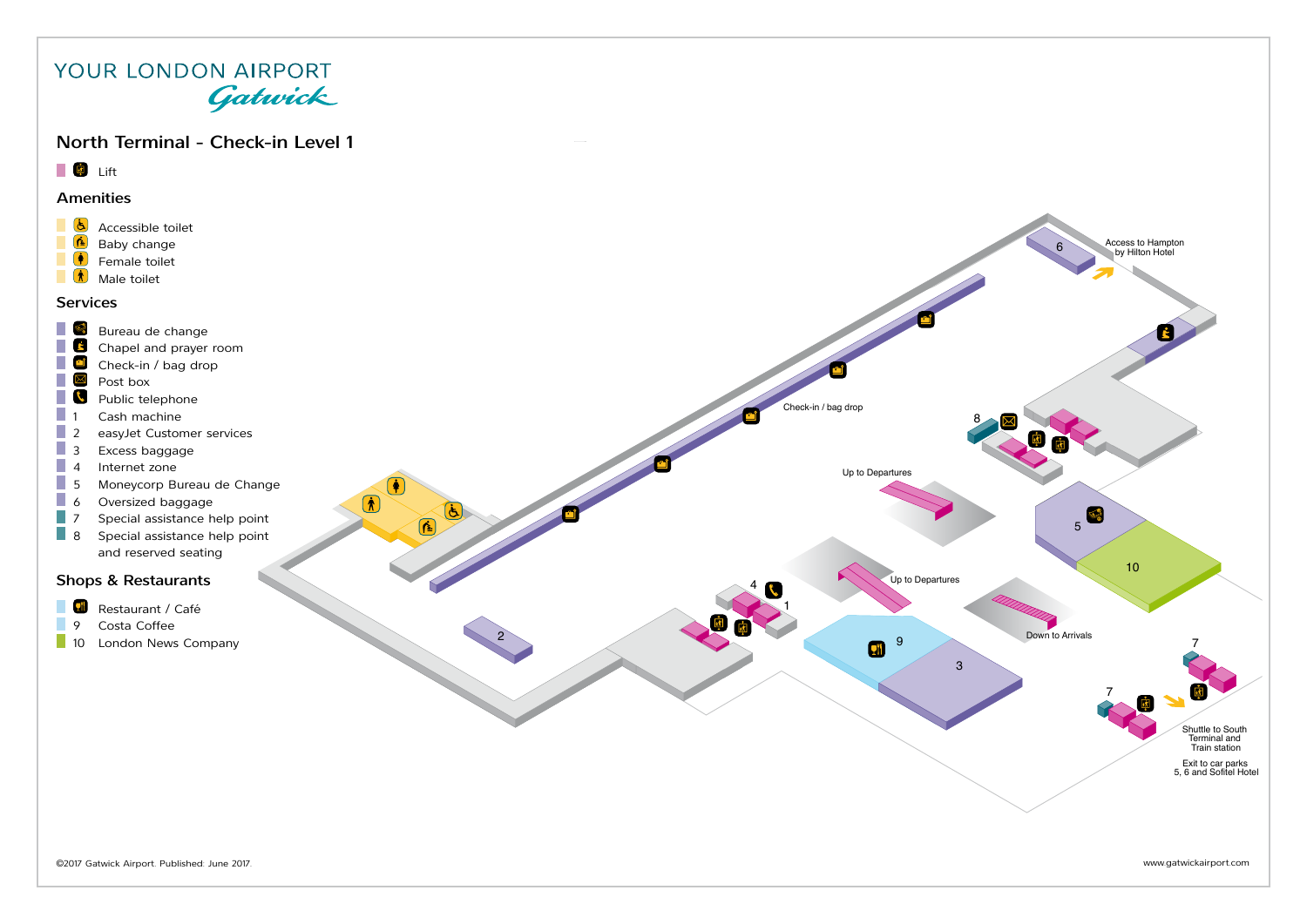YOUR LONDON AIRPORT
*Gatwick*

## North Terminal - Check-in Level 1

- Lift

### Amenities

- Accessible toilet
- Baby change
- Female toilet
- Male toilet

### Services

- Bureau de change
- Chapel and prayer room
- Check-in / bag drop
- Post box
- Public telephone
- 1 Cash machine
- 2 easyJet Customer services
- 3 Excess baggage
- 4 Internet zone
- 5 Moneycorp Bureau de Change
- 6 Oversized baggage
- 7 Special assistance help point
- 8 Special assistance help point and reserved seating

### Shops & Restaurants

- Restaurant / Café
- 9 Costa Coffee
- 10 London News Company

Access to Hampton by Hilton Hotel

Check-in / bag drop

Up to Departures

Up to Departures

Down to Arrivals

Shuttle to South Terminal and Train station

Exit to car parks 5, 6 and Sofitel Hotel

©2017 Gatwick Airport. Published: June 2017.

www.gatwickairport.com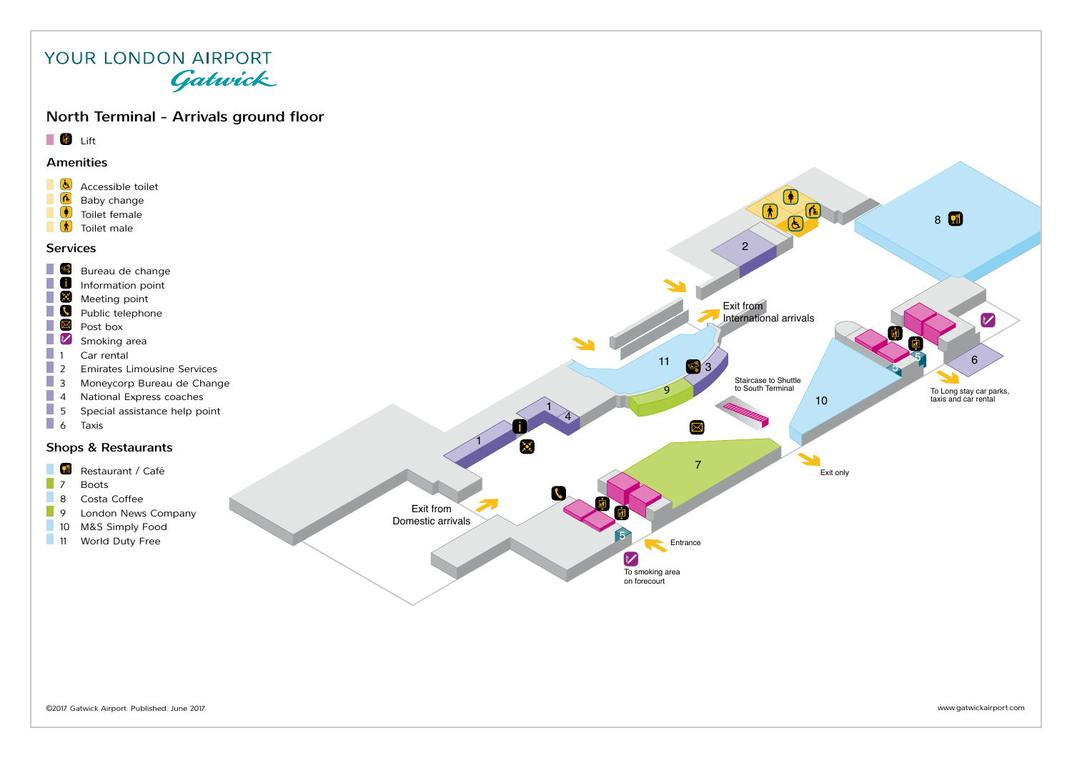YOUR LONDON AIRPORT

Gatwick

## North Terminal - Arrivals ground floor

- Lift

### Amenities

- Accessible toilet
- Baby change
- Toilet female
- Toilet male

### Services

- Bureau de change
- Information point
- Meeting point
- Public telephone
- Post box
- Smoking area
- 1 Car rental
- 2 Emirates Limousine Services
- 3 Moneycorp Bureau de Change
- 4 National Express coaches
- 5 Special assistance help point
- 6 Taxis

### Shops & Restaurants

- Restaurant / Café
- 7 Boots
- 8 Costa Coffee
- 9 London News Company
- 10 M&S Simply Food
- 11 World Duty Free

Exit from International arrivals

Staircase to Shuttle to South Terminal

To Long stay car parks, taxis and car rental

Exit only

Exit from Domestic arrivals

Entrance

To smoking area on forecourt

©2017 Gatwick Airport. Published: June 2017.

www.gatwickairport.com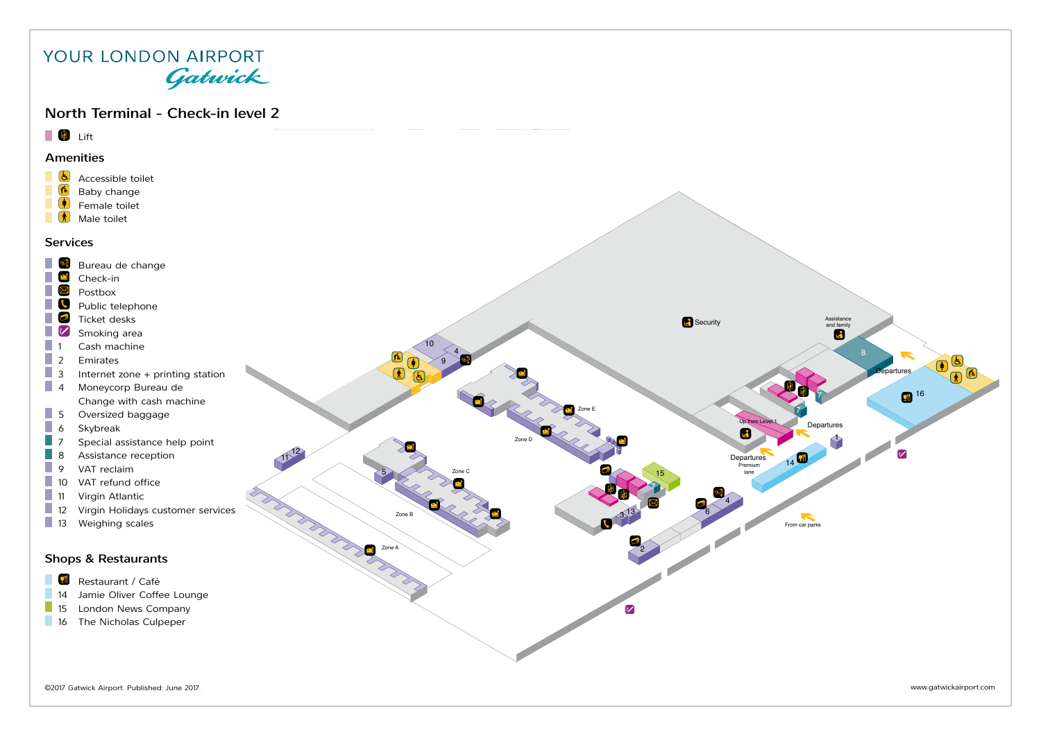YOUR LONDON AIRPORT

Gatwick

## North Terminal - Check-in level 2

- Lift

### Amenities

- Accessible toilet
- Baby change
- Female toilet
- Male toilet

### Services

- Bureau de change
- Check-in
- Postbox
- Public telephone
- Ticket desks
- Smoking area
- 1 Cash machine
- 2 Emirates
- 3 Internet zone + printing station
- 4 Moneycorp Bureau de Change with cash machine
- 5 Oversized baggage
- 6 Skybreak
- 7 Special assistance help point
- 8 Assistance reception
- 9 VAT reclaim
- 10 VAT refund office
- 11 Virgin Atlantic
- 12 Virgin Holidays customer services
- 13 Weighing scales

### Shops & Restaurants

- Restaurant / Café
- 14 Jamie Oliver Coffee Lounge
- 15 London News Company
- 16 The Nicholas Culpeper

Security

Assistance and family

Departures

Up from Level 1

Departures Premium lane

From car parks

Zone A

Zone B

Zone C

Zone D

Zone E

©2017 Gatwick Airport. Published: June 2017.

www.gatwickairport.com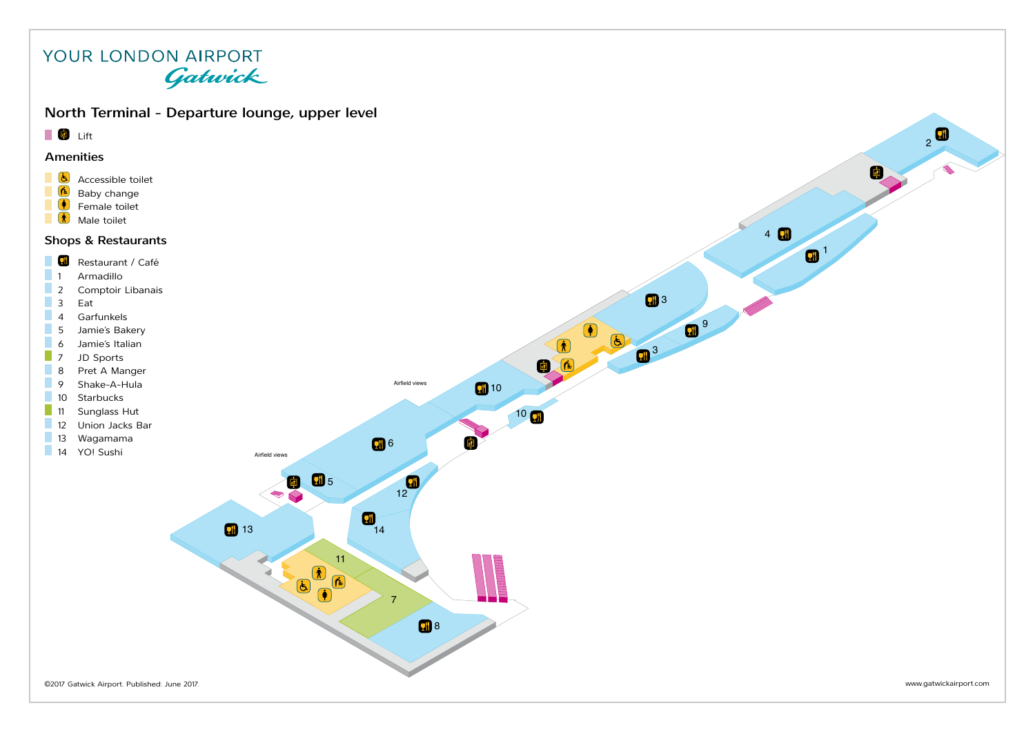YOUR LONDON AIRPORT
Gatwick

## North Terminal - Departure lounge, upper level

Lift

### Amenities

- Accessible toilet
- Baby change
- Female toilet
- Male toilet

### Shops & Restaurants

Restaurant / Café

1 Armadillo
2 Comptoir Libanais
3 Eat
4 Garfunkels
5 Jamie's Bakery
6 Jamie's Italian
7 JD Sports
8 Pret A Manger
9 Shake-A-Hula
10 Starbucks
11 Sunglass Hut
12 Union Jacks Bar
13 Wagamama
14 YO! Sushi

Airfield views

Airfield views

2

4

1

3

9

3

10

10

6

5

12

14

13

11

7

8

©2017 Gatwick Airport. Published: June 2017.

www.gatwickairport.com